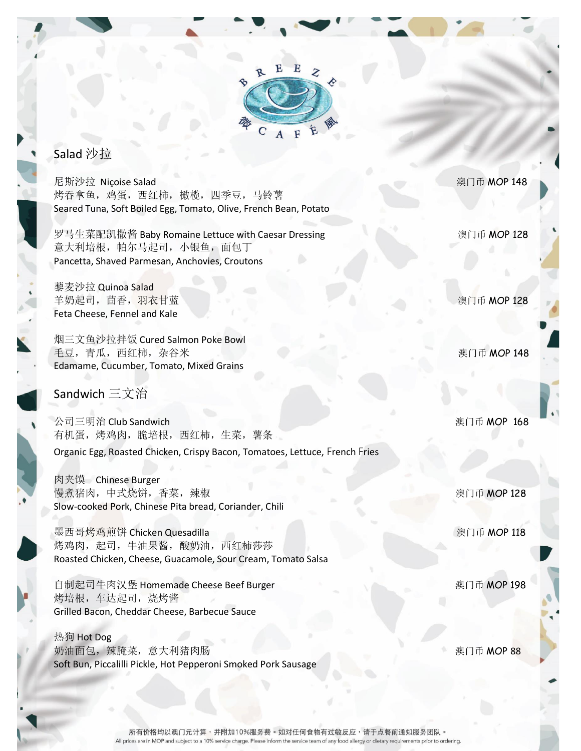# BREEZE CAFÉ 微風

## Salad 沙拉

尼斯沙拉 Niçoise Salad — 澳门币 MOP 148
烤吞拿鱼，鸡蛋，西红柿，橄榄，四季豆，马铃薯
Seared Tuna, Soft Boiled Egg, Tomato, Olive, French Bean, Potato

罗马生菜配凯撒酱 Baby Romaine Lettuce with Caesar Dressing — 澳门币 MOP 128
意大利培根，帕尔马起司，小银鱼，面包丁
Pancetta, Shaved Parmesan, Anchovies, Croutons

藜麦沙拉 Quinoa Salad — 澳门币 MOP 128
羊奶起司，茴香，羽衣甘蓝
Feta Cheese, Fennel and Kale

烟三文鱼沙拉拌饭 Cured Salmon Poke Bowl — 澳门币 MOP 148
毛豆，青瓜，西红柿，杂谷米
Edamame, Cucumber, Tomato, Mixed Grains

## Sandwich 三文治

公司三明治 Club Sandwich — 澳门币 MOP 168
有机蛋，烤鸡肉，脆培根，西红柿，生菜，薯条
Organic Egg, Roasted Chicken, Crispy Bacon, Tomatoes, Lettuce, French Fries

肉夹馍 Chinese Burger — 澳门币 MOP 128
慢煮猪肉，中式烧饼，香菜，辣椒
Slow-cooked Pork, Chinese Pita bread, Coriander, Chili

墨西哥烤鸡煎饼 Chicken Quesadilla — 澳门币 MOP 118
烤鸡肉，起司，牛油果酱，酸奶油，西红柿莎莎
Roasted Chicken, Cheese, Guacamole, Sour Cream, Tomato Salsa

自制起司牛肉汉堡 Homemade Cheese Beef Burger — 澳门币 MOP 198
烤培根，车达起司，烧烤酱
Grilled Bacon, Cheddar Cheese, Barbecue Sauce

热狗 Hot Dog — 澳门币 MOP 88
奶油面包，辣腌菜，意大利猪肉肠
Soft Bun, Piccalilli Pickle, Hot Pepperoni Smoked Pork Sausage

所有价格均以澳门元计算，并附加10%服务费。如对任何食物有过敏反应，请于点餐前通知服务团队。
All prices are in MOP and subject to a 10% service charge. Please inform the service team of any food allergy or dietary requirements prior to ordering.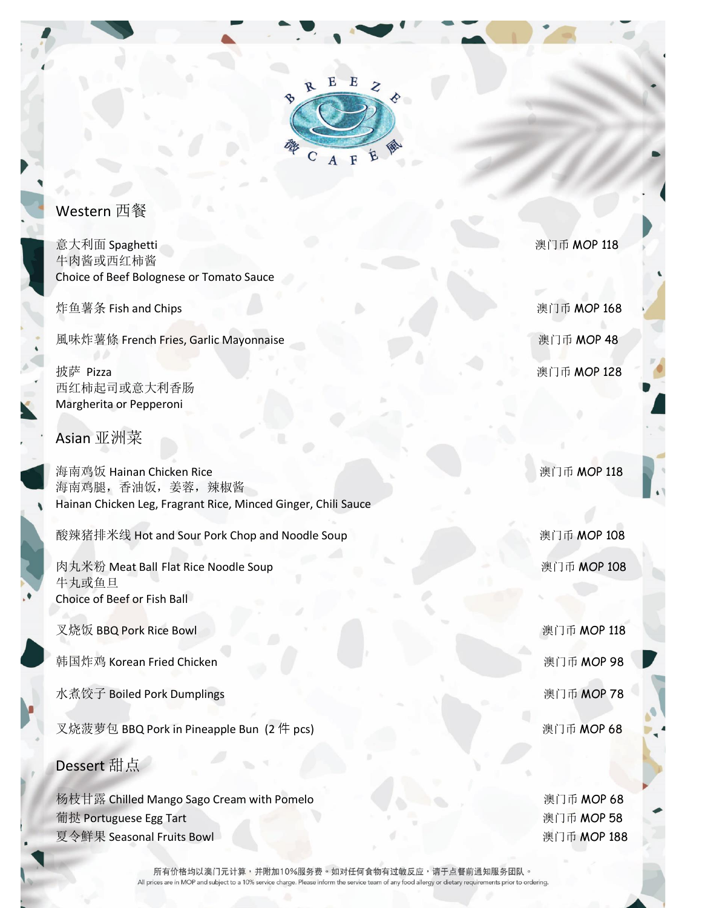BREEZE 微 CAFÉ 風

## Western 西餐

意大利面 Spaghetti — 澳门币 MOP 118
牛肉酱或西红柿酱
Choice of Beef Bolognese or Tomato Sauce

炸鱼薯条 Fish and Chips — 澳门币 MOP 168

風味炸薯條 French Fries, Garlic Mayonnaise — 澳门币 MOP 48

披萨 Pizza — 澳门币 MOP 128
西红柿起司或意大利香肠
Margherita or Pepperoni

## Asian 亚洲菜

海南鸡饭 Hainan Chicken Rice — 澳门币 MOP 118
海南鸡腿，香油饭，姜蓉，辣椒酱
Hainan Chicken Leg, Fragrant Rice, Minced Ginger, Chili Sauce

酸辣猪排米线 Hot and Sour Pork Chop and Noodle Soup — 澳门币 MOP 108

肉丸米粉 Meat Ball Flat Rice Noodle Soup — 澳门币 MOP 108
牛丸或鱼旦
Choice of Beef or Fish Ball

叉烧饭 BBQ Pork Rice Bowl — 澳门币 MOP 118

韩国炸鸡 Korean Fried Chicken — 澳门币 MOP 98

水煮饺子 Boiled Pork Dumplings — 澳门币 MOP 78

叉烧菠萝包 BBQ Pork in Pineapple Bun (2 件 pcs) — 澳门币 MOP 68

## Dessert 甜点

杨枝甘露 Chilled Mango Sago Cream with Pomelo — 澳门币 MOP 68
葡挞 Portuguese Egg Tart — 澳门币 MOP 58
夏令鲜果 Seasonal Fruits Bowl — 澳门币 MOP 188

所有价格均以澳门元计算，并附加10%服务费。如对任何食物有过敏反应，请于点餐前通知服务团队。
All prices are in MOP and subject to a 10% service charge. Please inform the service team of any food allergy or dietary requirements prior to ordering.